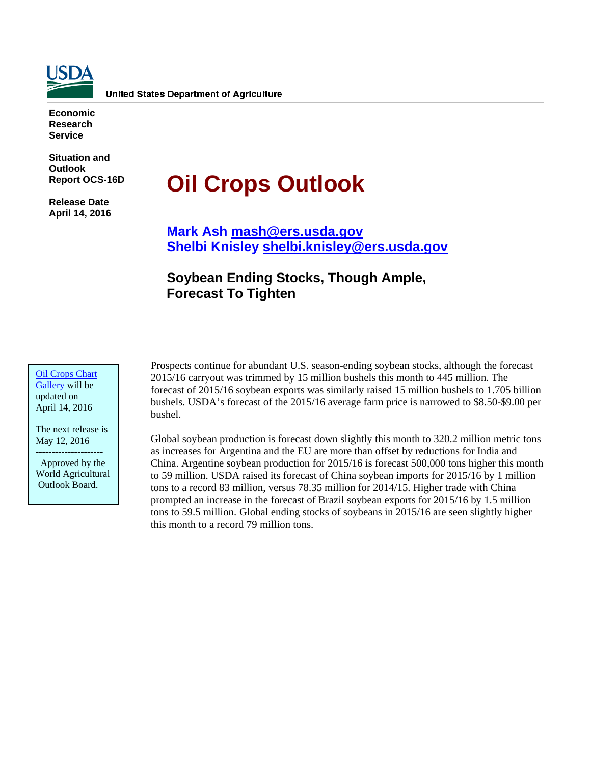United States Department of Agriculture

**Economic Research Service**

**Situation and Outlook Report OCS-16D**

**Release Date April 14, 2016**

# Oil Crops Outlook

**Mark Ash mash@ers.usda.gov**
**Shelbi Knisley shelbi.knisley@ers.usda.gov**

## Soybean Ending Stocks, Though Ample, Forecast To Tighten

Oil Crops Chart Gallery will be updated on April 14, 2016

The next release is May 12, 2016

--------------------

Approved by the World Agricultural Outlook Board.

Prospects continue for abundant U.S. season-ending soybean stocks, although the forecast 2015/16 carryout was trimmed by 15 million bushels this month to 445 million. The forecast of 2015/16 soybean exports was similarly raised 15 million bushels to 1.705 billion bushels. USDA's forecast of the 2015/16 average farm price is narrowed to $8.50-$9.00 per bushel.

Global soybean production is forecast down slightly this month to 320.2 million metric tons as increases for Argentina and the EU are more than offset by reductions for India and China. Argentine soybean production for 2015/16 is forecast 500,000 tons higher this month to 59 million. USDA raised its forecast of China soybean imports for 2015/16 by 1 million tons to a record 83 million, versus 78.35 million for 2014/15. Higher trade with China prompted an increase in the forecast of Brazil soybean exports for 2015/16 by 1.5 million tons to 59.5 million. Global ending stocks of soybeans in 2015/16 are seen slightly higher this month to a record 79 million tons.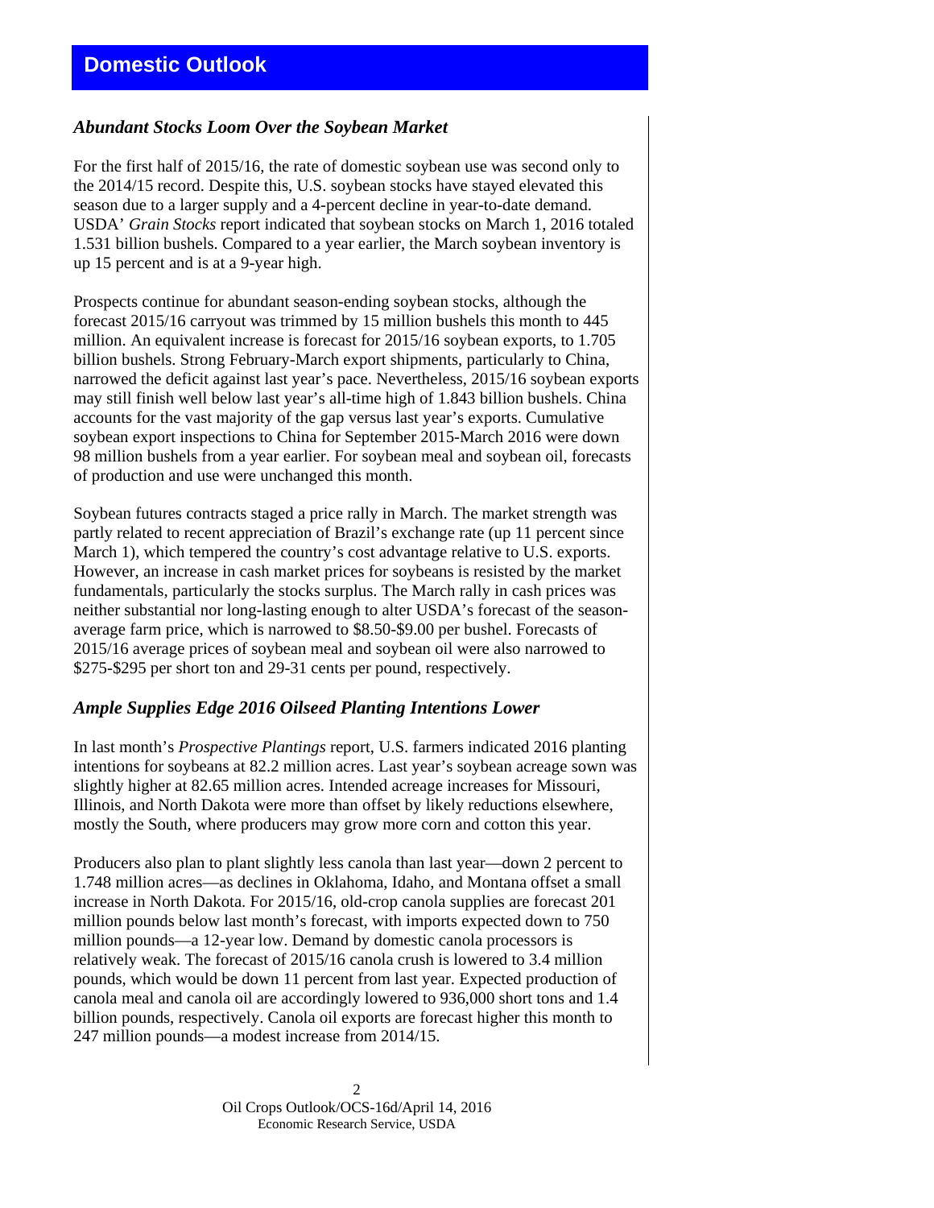# Domestic Outlook

### *Abundant Stocks Loom Over the Soybean Market*

For the first half of 2015/16, the rate of domestic soybean use was second only to the 2014/15 record. Despite this, U.S. soybean stocks have stayed elevated this season due to a larger supply and a 4-percent decline in year-to-date demand. USDA' *Grain Stocks* report indicated that soybean stocks on March 1, 2016 totaled 1.531 billion bushels. Compared to a year earlier, the March soybean inventory is up 15 percent and is at a 9-year high.

Prospects continue for abundant season-ending soybean stocks, although the forecast 2015/16 carryout was trimmed by 15 million bushels this month to 445 million. An equivalent increase is forecast for 2015/16 soybean exports, to 1.705 billion bushels. Strong February-March export shipments, particularly to China, narrowed the deficit against last year's pace. Nevertheless, 2015/16 soybean exports may still finish well below last year's all-time high of 1.843 billion bushels. China accounts for the vast majority of the gap versus last year's exports. Cumulative soybean export inspections to China for September 2015-March 2016 were down 98 million bushels from a year earlier. For soybean meal and soybean oil, forecasts of production and use were unchanged this month.

Soybean futures contracts staged a price rally in March. The market strength was partly related to recent appreciation of Brazil's exchange rate (up 11 percent since March 1), which tempered the country's cost advantage relative to U.S. exports. However, an increase in cash market prices for soybeans is resisted by the market fundamentals, particularly the stocks surplus. The March rally in cash prices was neither substantial nor long-lasting enough to alter USDA's forecast of the season-average farm price, which is narrowed to $8.50-$9.00 per bushel. Forecasts of 2015/16 average prices of soybean meal and soybean oil were also narrowed to $275-$295 per short ton and 29-31 cents per pound, respectively.

### *Ample Supplies Edge 2016 Oilseed Planting Intentions Lower*

In last month's *Prospective Plantings* report, U.S. farmers indicated 2016 planting intentions for soybeans at 82.2 million acres. Last year's soybean acreage sown was slightly higher at 82.65 million acres. Intended acreage increases for Missouri, Illinois, and North Dakota were more than offset by likely reductions elsewhere, mostly the South, where producers may grow more corn and cotton this year.

Producers also plan to plant slightly less canola than last year—down 2 percent to 1.748 million acres—as declines in Oklahoma, Idaho, and Montana offset a small increase in North Dakota. For 2015/16, old-crop canola supplies are forecast 201 million pounds below last month's forecast, with imports expected down to 750 million pounds—a 12-year low. Demand by domestic canola processors is relatively weak. The forecast of 2015/16 canola crush is lowered to 3.4 million pounds, which would be down 11 percent from last year. Expected production of canola meal and canola oil are accordingly lowered to 936,000 short tons and 1.4 billion pounds, respectively. Canola oil exports are forecast higher this month to 247 million pounds—a modest increase from 2014/15.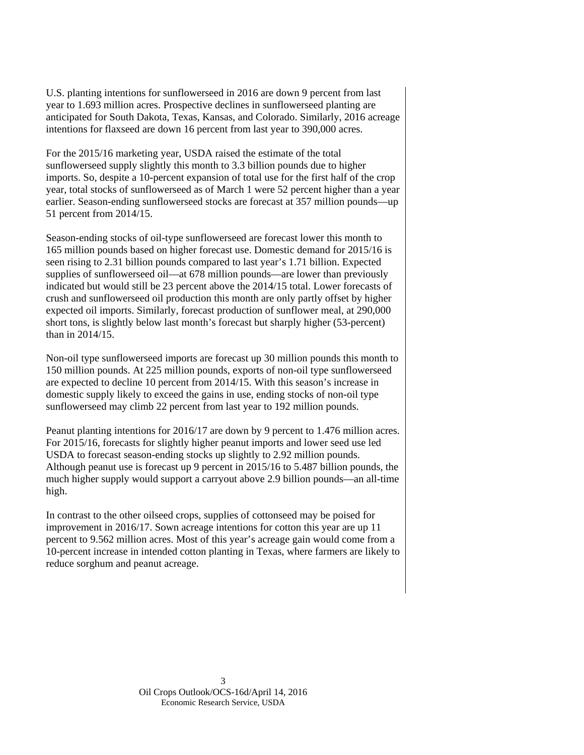U.S. planting intentions for sunflowerseed in 2016 are down 9 percent from last year to 1.693 million acres. Prospective declines in sunflowerseed planting are anticipated for South Dakota, Texas, Kansas, and Colorado. Similarly, 2016 acreage intentions for flaxseed are down 16 percent from last year to 390,000 acres.

For the 2015/16 marketing year, USDA raised the estimate of the total sunflowerseed supply slightly this month to 3.3 billion pounds due to higher imports. So, despite a 10-percent expansion of total use for the first half of the crop year, total stocks of sunflowerseed as of March 1 were 52 percent higher than a year earlier. Season-ending sunflowerseed stocks are forecast at 357 million pounds—up 51 percent from 2014/15.

Season-ending stocks of oil-type sunflowerseed are forecast lower this month to 165 million pounds based on higher forecast use. Domestic demand for 2015/16 is seen rising to 2.31 billion pounds compared to last year's 1.71 billion. Expected supplies of sunflowerseed oil—at 678 million pounds—are lower than previously indicated but would still be 23 percent above the 2014/15 total. Lower forecasts of crush and sunflowerseed oil production this month are only partly offset by higher expected oil imports. Similarly, forecast production of sunflower meal, at 290,000 short tons, is slightly below last month's forecast but sharply higher (53-percent) than in 2014/15.

Non-oil type sunflowerseed imports are forecast up 30 million pounds this month to 150 million pounds. At 225 million pounds, exports of non-oil type sunflowerseed are expected to decline 10 percent from 2014/15. With this season's increase in domestic supply likely to exceed the gains in use, ending stocks of non-oil type sunflowerseed may climb 22 percent from last year to 192 million pounds.

Peanut planting intentions for 2016/17 are down by 9 percent to 1.476 million acres. For 2015/16, forecasts for slightly higher peanut imports and lower seed use led USDA to forecast season-ending stocks up slightly to 2.92 million pounds. Although peanut use is forecast up 9 percent in 2015/16 to 5.487 billion pounds, the much higher supply would support a carryout above 2.9 billion pounds—an all-time high.

In contrast to the other oilseed crops, supplies of cottonseed may be poised for improvement in 2016/17. Sown acreage intentions for cotton this year are up 11 percent to 9.562 million acres. Most of this year's acreage gain would come from a 10-percent increase in intended cotton planting in Texas, where farmers are likely to reduce sorghum and peanut acreage.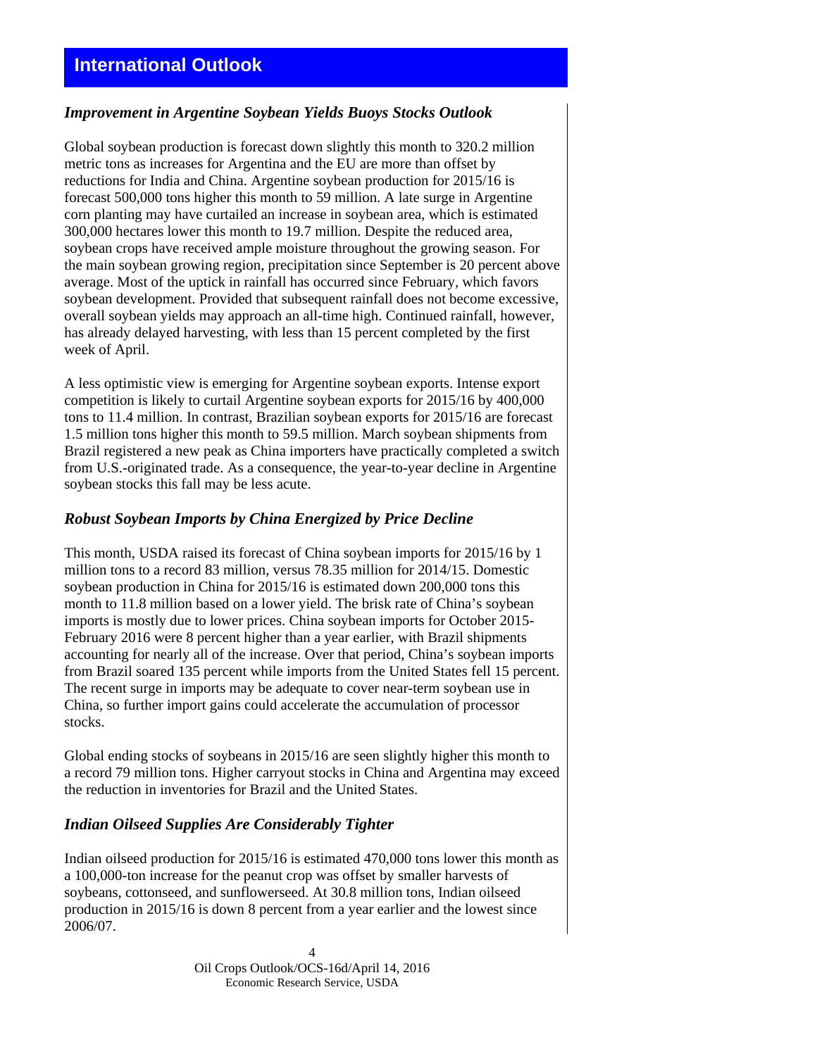# International Outlook

### *Improvement in Argentine Soybean Yields Buoys Stocks Outlook*

Global soybean production is forecast down slightly this month to 320.2 million metric tons as increases for Argentina and the EU are more than offset by reductions for India and China. Argentine soybean production for 2015/16 is forecast 500,000 tons higher this month to 59 million. A late surge in Argentine corn planting may have curtailed an increase in soybean area, which is estimated 300,000 hectares lower this month to 19.7 million. Despite the reduced area, soybean crops have received ample moisture throughout the growing season. For the main soybean growing region, precipitation since September is 20 percent above average. Most of the uptick in rainfall has occurred since February, which favors soybean development. Provided that subsequent rainfall does not become excessive, overall soybean yields may approach an all-time high. Continued rainfall, however, has already delayed harvesting, with less than 15 percent completed by the first week of April.

A less optimistic view is emerging for Argentine soybean exports. Intense export competition is likely to curtail Argentine soybean exports for 2015/16 by 400,000 tons to 11.4 million. In contrast, Brazilian soybean exports for 2015/16 are forecast 1.5 million tons higher this month to 59.5 million. March soybean shipments from Brazil registered a new peak as China importers have practically completed a switch from U.S.-originated trade. As a consequence, the year-to-year decline in Argentine soybean stocks this fall may be less acute.

### *Robust Soybean Imports by China Energized by Price Decline*

This month, USDA raised its forecast of China soybean imports for 2015/16 by 1 million tons to a record 83 million, versus 78.35 million for 2014/15. Domestic soybean production in China for 2015/16 is estimated down 200,000 tons this month to 11.8 million based on a lower yield. The brisk rate of China's soybean imports is mostly due to lower prices. China soybean imports for October 2015-February 2016 were 8 percent higher than a year earlier, with Brazil shipments accounting for nearly all of the increase. Over that period, China's soybean imports from Brazil soared 135 percent while imports from the United States fell 15 percent. The recent surge in imports may be adequate to cover near-term soybean use in China, so further import gains could accelerate the accumulation of processor stocks.

Global ending stocks of soybeans in 2015/16 are seen slightly higher this month to a record 79 million tons. Higher carryout stocks in China and Argentina may exceed the reduction in inventories for Brazil and the United States.

### *Indian Oilseed Supplies Are Considerably Tighter*

Indian oilseed production for 2015/16 is estimated 470,000 tons lower this month as a 100,000-ton increase for the peanut crop was offset by smaller harvests of soybeans, cottonseed, and sunflowerseed. At 30.8 million tons, Indian oilseed production in 2015/16 is down 8 percent from a year earlier and the lowest since 2006/07.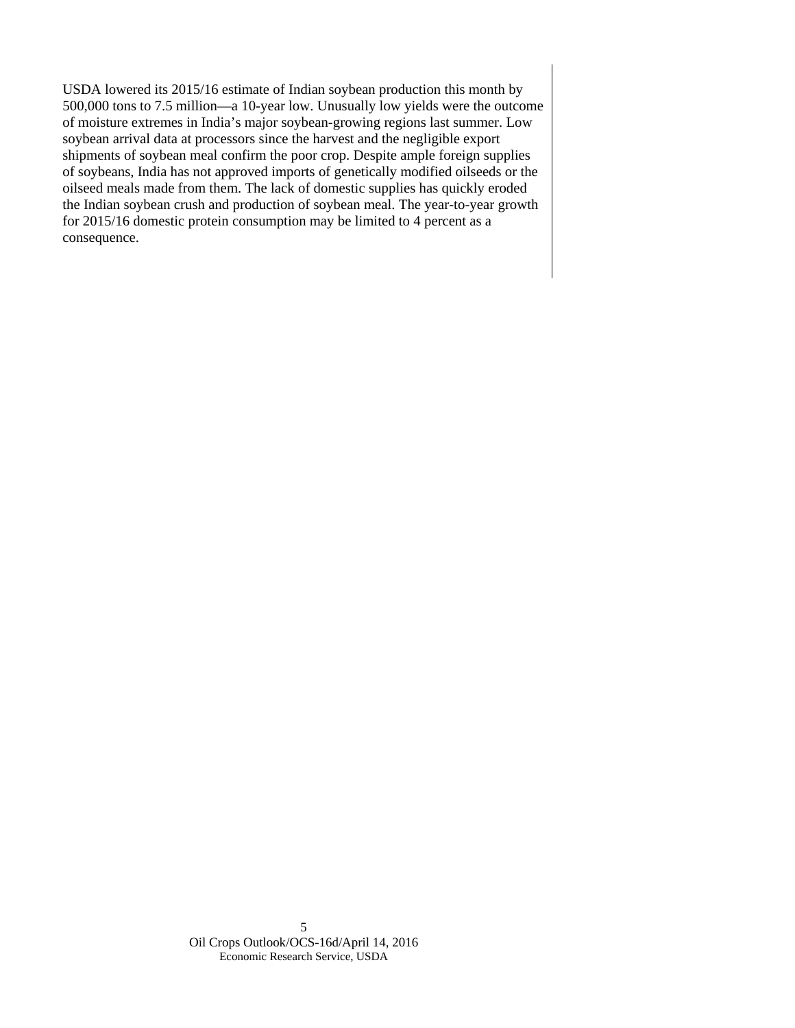USDA lowered its 2015/16 estimate of Indian soybean production this month by 500,000 tons to 7.5 million—a 10-year low. Unusually low yields were the outcome of moisture extremes in India's major soybean-growing regions last summer. Low soybean arrival data at processors since the harvest and the negligible export shipments of soybean meal confirm the poor crop. Despite ample foreign supplies of soybeans, India has not approved imports of genetically modified oilseeds or the oilseed meals made from them. The lack of domestic supplies has quickly eroded the Indian soybean crush and production of soybean meal. The year-to-year growth for 2015/16 domestic protein consumption may be limited to 4 percent as a consequence.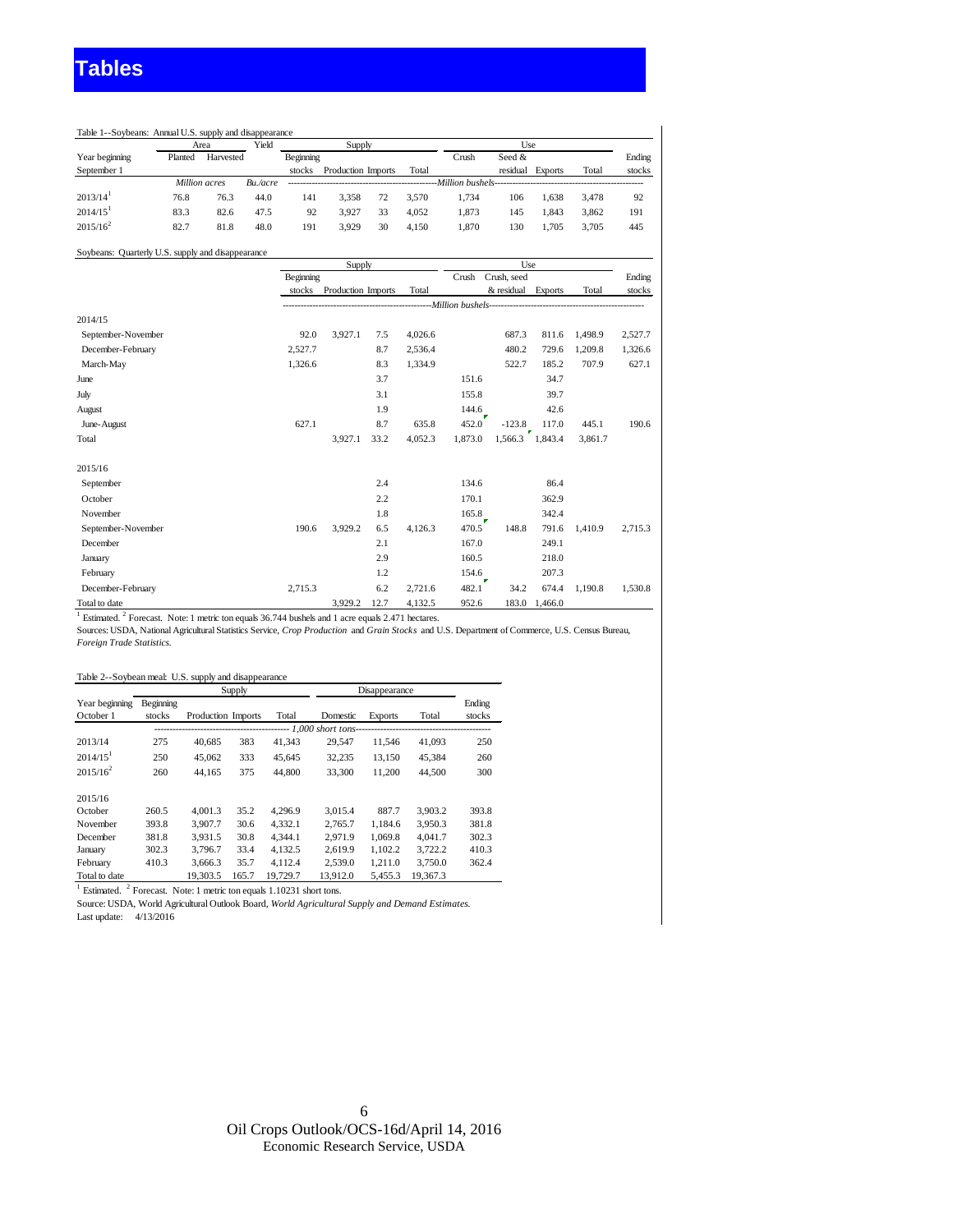# Tables

Table 1--Soybeans: Annual U.S. supply and disappearance

| Year beginning September 1 | Area Planted | Area Harvested | Yield | Supply Beginning stocks | Supply Production | Supply Imports | Supply Total | Use Crush | Use Seed & residual | Use Exports | Use Total | Ending stocks |
|---|---|---|---|---|---|---|---|---|---|---|---|---|
| | *Million acres* | | *Bu./acre* | *Million bushels* | | | | | | | | |
| 2013/14[1] | 76.8 | 76.3 | 44.0 | 141 | 3,358 | 72 | 3,570 | 1,734 | 106 | 1,638 | 3,478 | 92 |
| 2014/15[1] | 83.3 | 82.6 | 47.5 | 92 | 3,927 | 33 | 4,052 | 1,873 | 145 | 1,843 | 3,862 | 191 |
| 2015/16[2] | 82.7 | 81.8 | 48.0 | 191 | 3,929 | 30 | 4,150 | 1,870 | 130 | 1,705 | 3,705 | 445 |

Soybeans: Quarterly U.S. supply and disappearance

| | Supply Beginning stocks | Supply Production | Supply Imports | Supply Total | Use Crush | Use Crush, seed & residual | Use Exports | Use Total | Ending stocks |
|---|---|---|---|---|---|---|---|---|---|
| | *Million bushels* | | | | | | | | |
| **2014/15** | | | | | | | | | |
| September-November | 92.0 | 3,927.1 | 7.5 | 4,026.6 | | 687.3 | 811.6 | 1,498.9 | 2,527.7 |
| December-February | 2,527.7 | | 8.7 | 2,536.4 | | 480.2 | 729.6 | 1,209.8 | 1,326.6 |
| March-May | 1,326.6 | | 8.3 | 1,334.9 | | 522.7 | 185.2 | 707.9 | 627.1 |
| June | | | 3.7 | | 151.6 | | 34.7 | | |
| July | | | 3.1 | | 155.8 | | 39.7 | | |
| August | | | 1.9 | | 144.6 | | 42.6 | | |
| June-August | 627.1 | | 8.7 | 635.8 | 452.0 | -123.8 | 117.0 | 445.1 | 190.6 |
| Total | | 3,927.1 | 33.2 | 4,052.3 | 1,873.0 | 1,566.3 | 1,843.4 | 3,861.7 | |
| **2015/16** | | | | | | | | | |
| September | | | 2.4 | | 134.6 | | 86.4 | | |
| October | | | 2.2 | | 170.1 | | 362.9 | | |
| November | | | 1.8 | | 165.8 | | 342.4 | | |
| September-November | 190.6 | 3,929.2 | 6.5 | 4,126.3 | 470.5 | 148.8 | 791.6 | 1,410.9 | 2,715.3 |
| December | | | 2.1 | | 167.0 | | 249.1 | | |
| January | | | 2.9 | | 160.5 | | 218.0 | | |
| February | | | 1.2 | | 154.6 | | 207.3 | | |
| December-February | 2,715.3 | | 6.2 | 2,721.6 | 482.1 | 34.2 | 674.4 | 1,190.8 | 1,530.8 |
| Total to date | | 3,929.2 | 12.7 | 4,132.5 | 952.6 | 183.0 | 1,466.0 | | |

[1] Estimated. [2] Forecast. Note: 1 metric ton equals 36.744 bushels and 1 acre equals 2.471 hectares.

Sources: USDA, National Agricultural Statistics Service, *Crop Production* and *Grain Stocks* and U.S. Department of Commerce, U.S. Census Bureau, *Foreign Trade Statistics*.

Table 2--Soybean meal: U.S. supply and disappearance

| Year beginning October 1 | Supply Beginning stocks | Supply Production | Supply Imports | Supply Total | Disappearance Domestic | Disappearance Exports | Disappearance Total | Ending stocks |
|---|---|---|---|---|---|---|---|---|
| | *1,000 short tons* | | | | | | | |
| 2013/14 | 275 | 40,685 | 383 | 41,343 | 29,547 | 11,546 | 41,093 | 250 |
| 2014/15[1] | 250 | 45,062 | 333 | 45,645 | 32,235 | 13,150 | 45,384 | 260 |
| 2015/16[2] | 260 | 44,165 | 375 | 44,800 | 33,300 | 11,200 | 44,500 | 300 |
| **2015/16** | | | | | | | | |
| October | 260.5 | 4,001.3 | 35.2 | 4,296.9 | 3,015.4 | 887.7 | 3,903.2 | 393.8 |
| November | 393.8 | 3,907.7 | 30.6 | 4,332.1 | 2,765.7 | 1,184.6 | 3,950.3 | 381.8 |
| December | 381.8 | 3,931.5 | 30.8 | 4,344.1 | 2,971.9 | 1,069.8 | 4,041.7 | 302.3 |
| January | 302.3 | 3,796.7 | 33.4 | 4,132.5 | 2,619.9 | 1,102.2 | 3,722.2 | 410.3 |
| February | 410.3 | 3,666.3 | 35.7 | 4,112.4 | 2,539.0 | 1,211.0 | 3,750.0 | 362.4 |
| Total to date | | 19,303.5 | 165.7 | 19,729.7 | 13,912.0 | 5,455.3 | 19,367.3 | |

[1] Estimated. [2] Forecast. Note: 1 metric ton equals 1.10231 short tons.

Source: USDA, World Agricultural Outlook Board, *World Agricultural Supply and Demand Estimates*.

Last update: 4/13/2016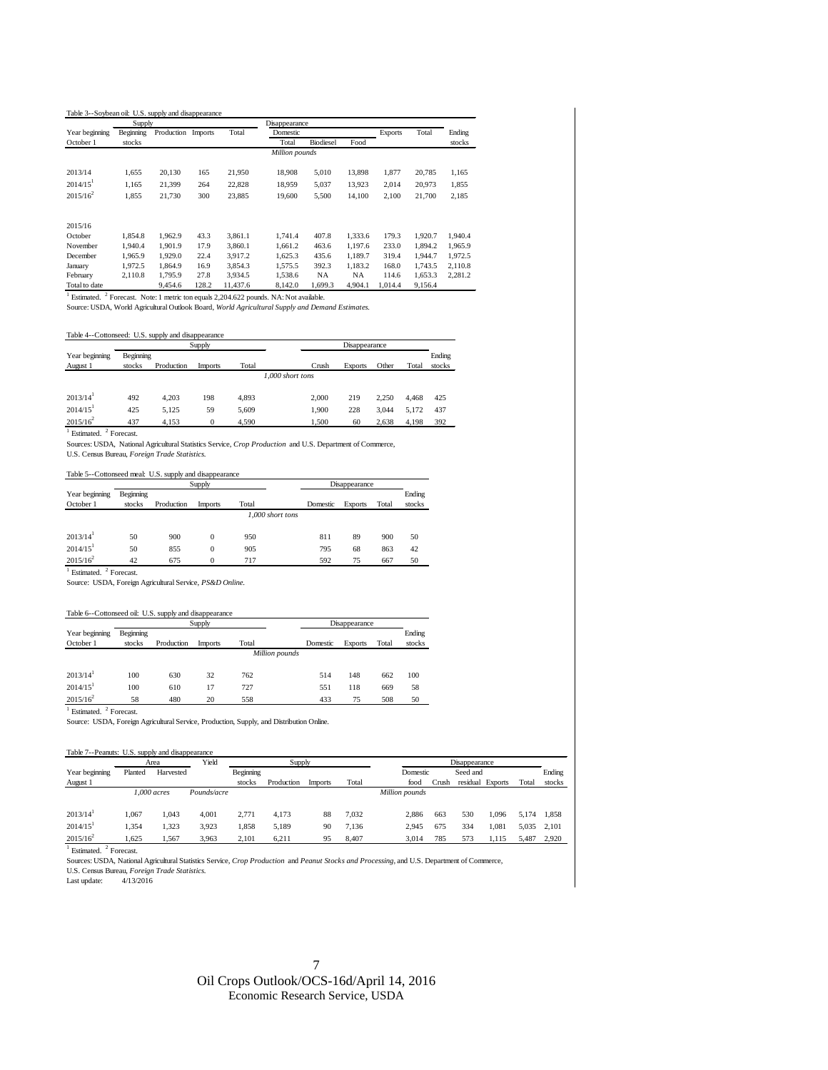Table 3--Soybean oil: U.S. supply and disappearance

| Year beginning October 1 | Supply: Beginning stocks | Production | Imports | Total | Disappearance: Domestic Total | Biodiesel | Food | Exports | Total | Ending stocks |
|---|---|---|---|---|---|---|---|---|---|---|
| | *Million pounds* | | | | | | | | | |
| 2013/14 | 1,655 | 20,130 | 165 | 21,950 | 18,908 | 5,010 | 13,898 | 1,877 | 20,785 | 1,165 |
| 2014/15[1] | 1,165 | 21,399 | 264 | 22,828 | 18,959 | 5,037 | 13,923 | 2,014 | 20,973 | 1,855 |
| 2015/16[2] | 1,855 | 21,730 | 300 | 23,885 | 19,600 | 5,500 | 14,100 | 2,100 | 21,700 | 2,185 |
| 2015/16 | | | | | | | | | | |
| October | 1,854.8 | 1,962.9 | 43.3 | 3,861.1 | 1,741.4 | 407.8 | 1,333.6 | 179.3 | 1,920.7 | 1,940.4 |
| November | 1,940.4 | 1,901.9 | 17.9 | 3,860.1 | 1,661.2 | 463.6 | 1,197.6 | 233.0 | 1,894.2 | 1,965.9 |
| December | 1,965.9 | 1,929.0 | 22.4 | 3,917.2 | 1,625.3 | 435.6 | 1,189.7 | 319.4 | 1,944.7 | 1,972.5 |
| January | 1,972.5 | 1,864.9 | 16.9 | 3,854.3 | 1,575.5 | 392.3 | 1,183.2 | 168.0 | 1,743.5 | 2,110.8 |
| February | 2,110.8 | 1,795.9 | 27.8 | 3,934.5 | 1,538.6 | NA | NA | 114.6 | 1,653.3 | 2,281.2 |
| Total to date | | 9,454.6 | 128.2 | 11,437.6 | 8,142.0 | 1,699.3 | 4,904.1 | 1,014.4 | 9,156.4 | |

[1] Estimated. [2] Forecast. Note: 1 metric ton equals 2,204.622 pounds. NA: Not available.

Source: USDA, World Agricultural Outlook Board, *World Agricultural Supply and Demand Estimates.*

Table 4--Cottonseed: U.S. supply and disappearance

| Year beginning August 1 | Supply: Beginning stocks | Production | Imports | Total | Disappearance: Crush | Exports | Other | Total | Ending stocks |
|---|---|---|---|---|---|---|---|---|---|
| | *1,000 short tons* | | | | | | | | |
| 2013/14[1] | 492 | 4,203 | 198 | 4,893 | 2,000 | 219 | 2,250 | 4,468 | 425 |
| 2014/15[1] | 425 | 5,125 | 59 | 5,609 | 1,900 | 228 | 3,044 | 5,172 | 437 |
| 2015/16[2] | 437 | 4,153 | 0 | 4,590 | 1,500 | 60 | 2,638 | 4,198 | 392 |

[1] Estimated. [2] Forecast.

Sources: USDA, National Agricultural Statistics Service, *Crop Production* and U.S. Department of Commerce, U.S. Census Bureau, *Foreign Trade Statistics.*

Table 5--Cottonseed meal: U.S. supply and disappearance

| Year beginning October 1 | Supply: Beginning stocks | Production | Imports | Total | Disappearance: Domestic | Exports | Total | Ending stocks |
|---|---|---|---|---|---|---|---|---|
| | *1,000 short tons* | | | | | | | |
| 2013/14[1] | 50 | 900 | 0 | 950 | 811 | 89 | 900 | 50 |
| 2014/15[1] | 50 | 855 | 0 | 905 | 795 | 68 | 863 | 42 |
| 2015/16[2] | 42 | 675 | 0 | 717 | 592 | 75 | 667 | 50 |

[1] Estimated. [2] Forecast.

Source: USDA, Foreign Agricultural Service, *PS&D Online.*

Table 6--Cottonseed oil: U.S. supply and disappearance

| Year beginning October 1 | Supply: Beginning stocks | Production | Imports | Total | Disappearance: Domestic | Exports | Total | Ending stocks |
|---|---|---|---|---|---|---|---|---|
| | *Million pounds* | | | | | | | |
| 2013/14[1] | 100 | 630 | 32 | 762 | 514 | 148 | 662 | 100 |
| 2014/15[1] | 100 | 610 | 17 | 727 | 551 | 118 | 669 | 58 |
| 2015/16[2] | 58 | 480 | 20 | 558 | 433 | 75 | 508 | 50 |

[1] Estimated. [2] Forecast.

Source: USDA, Foreign Agricultural Service, Production, Supply, and Distribution Online.

Table 7--Peanuts: U.S. supply and disappearance

| Year beginning August 1 | Area: Planted | Harvested | Yield | Supply: Beginning stocks | Production | Imports | Total | Disappearance: Domestic food | Crush | Seed and residual | Exports | Total | Ending stocks |
|---|---|---|---|---|---|---|---|---|---|---|---|---|---|
| | *1,000 acres* | | *Pounds/acre* | *Million pounds* | | | | | | | | | |
| 2013/14[1] | 1,067 | 1,043 | 4,001 | 2,771 | 4,173 | 88 | 7,032 | 2,886 | 663 | 530 | 1,096 | 5,174 | 1,858 |
| 2014/15[1] | 1,354 | 1,323 | 3,923 | 1,858 | 5,189 | 90 | 7,136 | 2,945 | 675 | 334 | 1,081 | 5,035 | 2,101 |
| 2015/16[2] | 1,625 | 1,567 | 3,963 | 2,101 | 6,211 | 95 | 8,407 | 3,014 | 785 | 573 | 1,115 | 5,487 | 2,920 |

[1] Estimated. [2] Forecast.

Sources: USDA, National Agricultural Statistics Service, *Crop Production* and *Peanut Stocks and Processing*, and U.S. Department of Commerce, U.S. Census Bureau, *Foreign Trade Statistics.*

Last update: 4/13/2016

Oil Crops Outlook/OCS-16d/April 14, 2016
Economic Research Service, USDA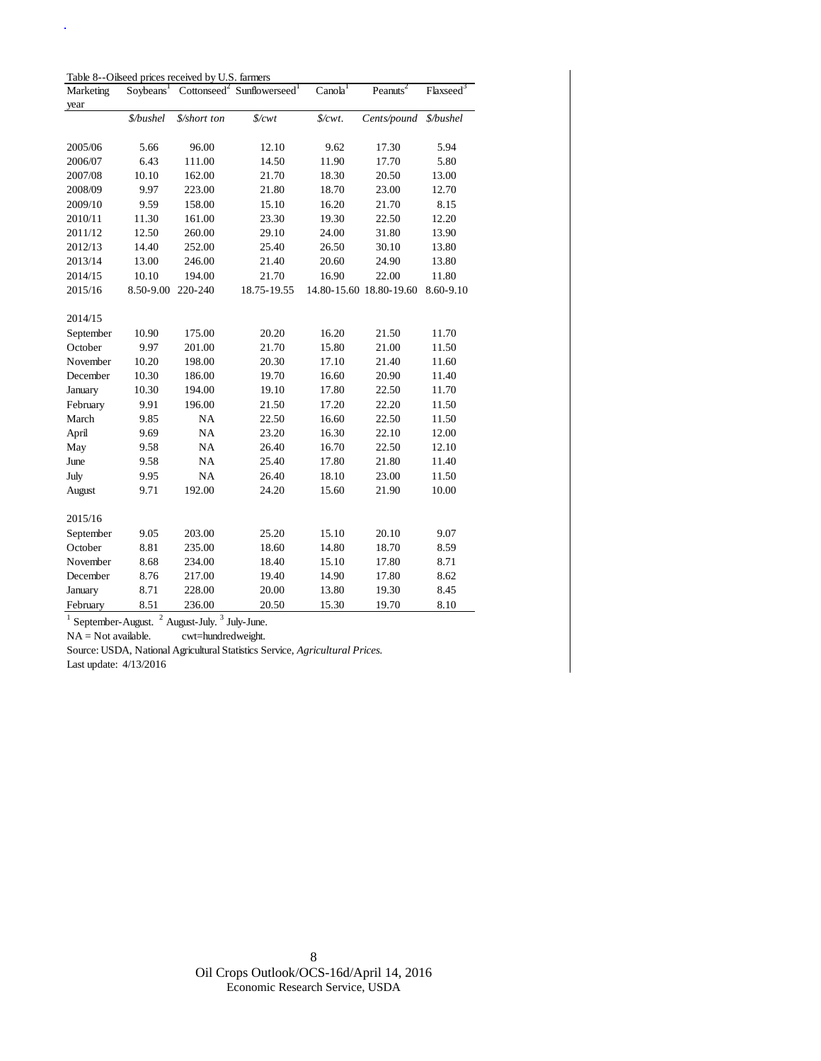Table 8--Oilseed prices received by U.S. farmers

| Marketing year | Soybeans[1] | Cottonseed[2] | Sunflowerseed[1] | Canola[1] | Peanuts[2] | Flaxseed[3] |
|---|---|---|---|---|---|---|
| | *$/bushel* | *$/short ton* | *$/cwt* | *$/cwt.* | *Cents/pound* | *$/bushel* |
| 2005/06 | 5.66 | 96.00 | 12.10 | 9.62 | 17.30 | 5.94 |
| 2006/07 | 6.43 | 111.00 | 14.50 | 11.90 | 17.70 | 5.80 |
| 2007/08 | 10.10 | 162.00 | 21.70 | 18.30 | 20.50 | 13.00 |
| 2008/09 | 9.97 | 223.00 | 21.80 | 18.70 | 23.00 | 12.70 |
| 2009/10 | 9.59 | 158.00 | 15.10 | 16.20 | 21.70 | 8.15 |
| 2010/11 | 11.30 | 161.00 | 23.30 | 19.30 | 22.50 | 12.20 |
| 2011/12 | 12.50 | 260.00 | 29.10 | 24.00 | 31.80 | 13.90 |
| 2012/13 | 14.40 | 252.00 | 25.40 | 26.50 | 30.10 | 13.80 |
| 2013/14 | 13.00 | 246.00 | 21.40 | 20.60 | 24.90 | 13.80 |
| 2014/15 | 10.10 | 194.00 | 21.70 | 16.90 | 22.00 | 11.80 |
| 2015/16 | 8.50-9.00 | 220-240 | 18.75-19.55 | 14.80-15.60 | 18.80-19.60 | 8.60-9.10 |
| **2014/15** | | | | | | |
| September | 10.90 | 175.00 | 20.20 | 16.20 | 21.50 | 11.70 |
| October | 9.97 | 201.00 | 21.70 | 15.80 | 21.00 | 11.50 |
| November | 10.20 | 198.00 | 20.30 | 17.10 | 21.40 | 11.60 |
| December | 10.30 | 186.00 | 19.70 | 16.60 | 20.90 | 11.40 |
| January | 10.30 | 194.00 | 19.10 | 17.80 | 22.50 | 11.70 |
| February | 9.91 | 196.00 | 21.50 | 17.20 | 22.20 | 11.50 |
| March | 9.85 | NA | 22.50 | 16.60 | 22.50 | 11.50 |
| April | 9.69 | NA | 23.20 | 16.30 | 22.10 | 12.00 |
| May | 9.58 | NA | 26.40 | 16.70 | 22.50 | 12.10 |
| June | 9.58 | NA | 25.40 | 17.80 | 21.80 | 11.40 |
| July | 9.95 | NA | 26.40 | 18.10 | 23.00 | 11.50 |
| August | 9.71 | 192.00 | 24.20 | 15.60 | 21.90 | 10.00 |
| **2015/16** | | | | | | |
| September | 9.05 | 203.00 | 25.20 | 15.10 | 20.10 | 9.07 |
| October | 8.81 | 235.00 | 18.60 | 14.80 | 18.70 | 8.59 |
| November | 8.68 | 234.00 | 18.40 | 15.10 | 17.80 | 8.71 |
| December | 8.76 | 217.00 | 19.40 | 14.90 | 17.80 | 8.62 |
| January | 8.71 | 228.00 | 20.00 | 13.80 | 19.30 | 8.45 |
| February | 8.51 | 236.00 | 20.50 | 15.30 | 19.70 | 8.10 |

[1] September-August. [2] August-July. [3] July-June.

NA = Not available. cwt=hundredweight.

Source: USDA, National Agricultural Statistics Service, *Agricultural Prices.*

Last update: 4/13/2016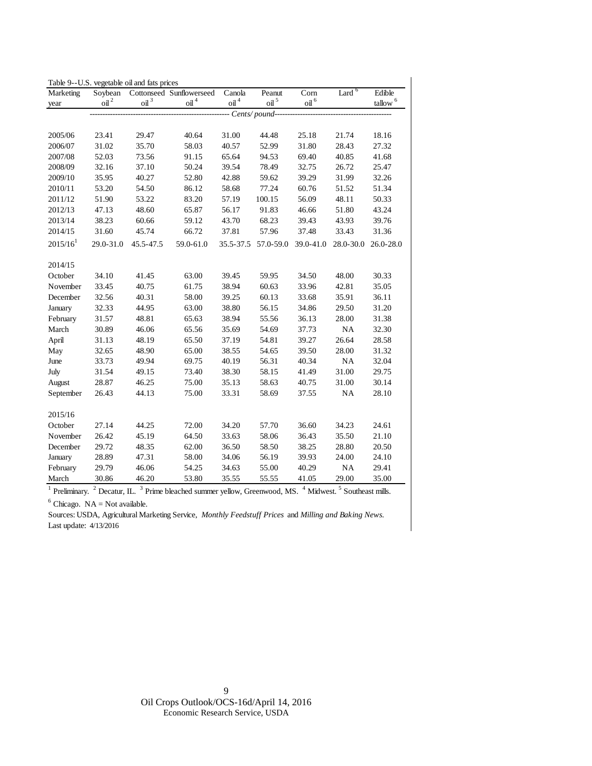Table 9--U.S. vegetable oil and fats prices

| Marketing year | Soybean oil [2] | Cottonseed oil [3] | Sunflowerseed oil [4] | Canola oil [4] | Peanut oil [5] | Corn oil [6] | Lard [6] | Edible tallow [6] |
|---|---|---|---|---|---|---|---|---|
| | *Cents/pound* | | | | | | | |
| 2005/06 | 23.41 | 29.47 | 40.64 | 31.00 | 44.48 | 25.18 | 21.74 | 18.16 |
| 2006/07 | 31.02 | 35.70 | 58.03 | 40.57 | 52.99 | 31.80 | 28.43 | 27.32 |
| 2007/08 | 52.03 | 73.56 | 91.15 | 65.64 | 94.53 | 69.40 | 40.85 | 41.68 |
| 2008/09 | 32.16 | 37.10 | 50.24 | 39.54 | 78.49 | 32.75 | 26.72 | 25.47 |
| 2009/10 | 35.95 | 40.27 | 52.80 | 42.88 | 59.62 | 39.29 | 31.99 | 32.26 |
| 2010/11 | 53.20 | 54.50 | 86.12 | 58.68 | 77.24 | 60.76 | 51.52 | 51.34 |
| 2011/12 | 51.90 | 53.22 | 83.20 | 57.19 | 100.15 | 56.09 | 48.11 | 50.33 |
| 2012/13 | 47.13 | 48.60 | 65.87 | 56.17 | 91.83 | 46.66 | 51.80 | 43.24 |
| 2013/14 | 38.23 | 60.66 | 59.12 | 43.70 | 68.23 | 39.43 | 43.93 | 39.76 |
| 2014/15 | 31.60 | 45.74 | 66.72 | 37.81 | 57.96 | 37.48 | 33.43 | 31.36 |
| 2015/16 [1] | 29.0-31.0 | 45.5-47.5 | 59.0-61.0 | 35.5-37.5 | 57.0-59.0 | 39.0-41.0 | 28.0-30.0 | 26.0-28.0 |
| 2014/15 | | | | | | | | |
| October | 34.10 | 41.45 | 63.00 | 39.45 | 59.95 | 34.50 | 48.00 | 30.33 |
| November | 33.45 | 40.75 | 61.75 | 38.94 | 60.63 | 33.96 | 42.81 | 35.05 |
| December | 32.56 | 40.31 | 58.00 | 39.25 | 60.13 | 33.68 | 35.91 | 36.11 |
| January | 32.33 | 44.95 | 63.00 | 38.80 | 56.15 | 34.86 | 29.50 | 31.20 |
| February | 31.57 | 48.81 | 65.63 | 38.94 | 55.56 | 36.13 | 28.00 | 31.38 |
| March | 30.89 | 46.06 | 65.56 | 35.69 | 54.69 | 37.73 | NA | 32.30 |
| April | 31.13 | 48.19 | 65.50 | 37.19 | 54.81 | 39.27 | 26.64 | 28.58 |
| May | 32.65 | 48.90 | 65.00 | 38.55 | 54.65 | 39.50 | 28.00 | 31.32 |
| June | 33.73 | 49.94 | 69.75 | 40.19 | 56.31 | 40.34 | NA | 32.04 |
| July | 31.54 | 49.15 | 73.40 | 38.30 | 58.15 | 41.49 | 31.00 | 29.75 |
| August | 28.87 | 46.25 | 75.00 | 35.13 | 58.63 | 40.75 | 31.00 | 30.14 |
| September | 26.43 | 44.13 | 75.00 | 33.31 | 58.69 | 37.55 | NA | 28.10 |
| 2015/16 | | | | | | | | |
| October | 27.14 | 44.25 | 72.00 | 34.20 | 57.70 | 36.60 | 34.23 | 24.61 |
| November | 26.42 | 45.19 | 64.50 | 33.63 | 58.06 | 36.43 | 35.50 | 21.10 |
| December | 29.72 | 48.35 | 62.00 | 36.50 | 58.50 | 38.25 | 28.80 | 20.50 |
| January | 28.89 | 47.31 | 58.00 | 34.06 | 56.19 | 39.93 | 24.00 | 24.10 |
| February | 29.79 | 46.06 | 54.25 | 34.63 | 55.00 | 40.29 | NA | 29.41 |
| March | 30.86 | 46.20 | 53.80 | 35.55 | 55.55 | 41.05 | 29.00 | 35.00 |

[1] Preliminary. [2] Decatur, IL. [3] Prime bleached summer yellow, Greenwood, MS. [4] Midwest. [5] Southeast mills.
[6] Chicago. NA = Not available.

Sources: USDA, Agricultural Marketing Service, *Monthly Feedstuff Prices* and *Milling and Baking News*.
Last update: 4/13/2016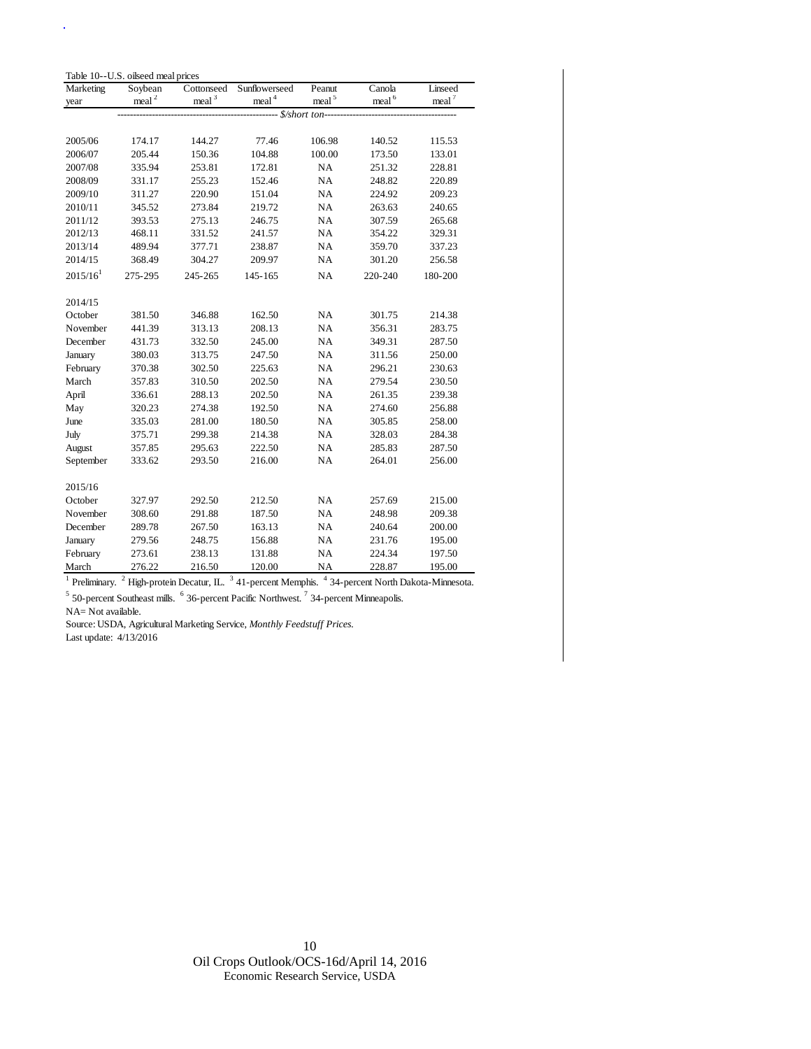Table 10--U.S. oilseed meal prices

| Marketing year | Soybean meal [2] | Cottonseed meal [3] | Sunflowerseed meal [4] | Peanut meal [5] | Canola meal [6] | Linseed meal [7] |
|---|---|---|---|---|---|---|
| | ---------- | ---------- | ---------- *$/short ton* | ---------- | ---------- | ---------- |
| 2005/06 | 174.17 | 144.27 | 77.46 | 106.98 | 140.52 | 115.53 |
| 2006/07 | 205.44 | 150.36 | 104.88 | 100.00 | 173.50 | 133.01 |
| 2007/08 | 335.94 | 253.81 | 172.81 | NA | 251.32 | 228.81 |
| 2008/09 | 331.17 | 255.23 | 152.46 | NA | 248.82 | 220.89 |
| 2009/10 | 311.27 | 220.90 | 151.04 | NA | 224.92 | 209.23 |
| 2010/11 | 345.52 | 273.84 | 219.72 | NA | 263.63 | 240.65 |
| 2011/12 | 393.53 | 275.13 | 246.75 | NA | 307.59 | 265.68 |
| 2012/13 | 468.11 | 331.52 | 241.57 | NA | 354.22 | 329.31 |
| 2013/14 | 489.94 | 377.71 | 238.87 | NA | 359.70 | 337.23 |
| 2014/15 | 368.49 | 304.27 | 209.97 | NA | 301.20 | 256.58 |
| 2015/16[1] | 275-295 | 245-265 | 145-165 | NA | 220-240 | 180-200 |
| | | | | | | |
| 2014/15 | | | | | | |
| October | 381.50 | 346.88 | 162.50 | NA | 301.75 | 214.38 |
| November | 441.39 | 313.13 | 208.13 | NA | 356.31 | 283.75 |
| December | 431.73 | 332.50 | 245.00 | NA | 349.31 | 287.50 |
| January | 380.03 | 313.75 | 247.50 | NA | 311.56 | 250.00 |
| February | 370.38 | 302.50 | 225.63 | NA | 296.21 | 230.63 |
| March | 357.83 | 310.50 | 202.50 | NA | 279.54 | 230.50 |
| April | 336.61 | 288.13 | 202.50 | NA | 261.35 | 239.38 |
| May | 320.23 | 274.38 | 192.50 | NA | 274.60 | 256.88 |
| June | 335.03 | 281.00 | 180.50 | NA | 305.85 | 258.00 |
| July | 375.71 | 299.38 | 214.38 | NA | 328.03 | 284.38 |
| August | 357.85 | 295.63 | 222.50 | NA | 285.83 | 287.50 |
| September | 333.62 | 293.50 | 216.00 | NA | 264.01 | 256.00 |
| | | | | | | |
| 2015/16 | | | | | | |
| October | 327.97 | 292.50 | 212.50 | NA | 257.69 | 215.00 |
| November | 308.60 | 291.88 | 187.50 | NA | 248.98 | 209.38 |
| December | 289.78 | 267.50 | 163.13 | NA | 240.64 | 200.00 |
| January | 279.56 | 248.75 | 156.88 | NA | 231.76 | 195.00 |
| February | 273.61 | 238.13 | 131.88 | NA | 224.34 | 197.50 |
| March | 276.22 | 216.50 | 120.00 | NA | 228.87 | 195.00 |

[1] Preliminary. [2] High-protein Decatur, IL. [3] 41-percent Memphis. [4] 34-percent North Dakota-Minnesota.

[5] 50-percent Southeast mills. [6] 36-percent Pacific Northwest. [7] 34-percent Minneapolis.

NA= Not available.

Source: USDA, Agricultural Marketing Service, *Monthly Feedstuff Prices.*

Last update: 4/13/2016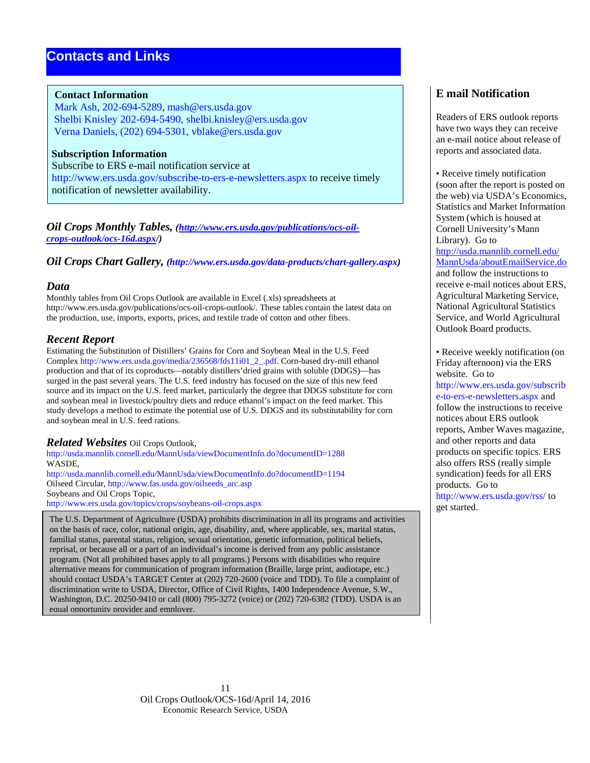# Contacts and Links

**Contact Information**

Mark Ash, 202-694-5289, mash@ers.usda.gov
Shelbi Knisley 202-694-5490, shelbi.knisley@ers.usda.gov
Verna Daniels, (202) 694-5301, vblake@ers.usda.gov

**Subscription Information**

Subscribe to ERS e-mail notification service at http://www.ers.usda.gov/subscribe-to-ers-e-newsletters.aspx to receive timely notification of newsletter availability.

***Oil Crops Monthly Tables,*** ***(http://www.ers.usda.gov/publications/ocs-oil-crops-outlook/ocs-16d.aspx/)***

***Oil Crops Chart Gallery,*** ***(http://www.ers.usda.gov/data-products/chart-gallery.aspx)***

### *Data*

Monthly tables from Oil Crops Outlook are available in Excel (.xls) spreadsheets at http://www.ers.usda.gov/publications/ocs-oil-crops-outlook/. These tables contain the latest data on the production, use, imports, exports, prices, and textile trade of cotton and other fibers.

### *Recent Report*

Estimating the Substitution of Distillers' Grains for Corn and Soybean Meal in the U.S. Feed Complex http://www.ers.usda.gov/media/236568/fds11i01_2_.pdf. Corn-based dry-mill ethanol production and that of its coproducts—notably distillers' dried grains with soluble (DDGS)—has surged in the past several years. The U.S. feed industry has focused on the size of this new feed source and its impact on the U.S. feed market, particularly the degree that DDGS substitute for corn and soybean meal in livestock/poultry diets and reduce ethanol's impact on the feed market. This study develops a method to estimate the potential use of U.S. DDGS and its substitutability for corn and soybean meal in U.S. feed rations.

***Related Websites*** Oil Crops Outlook,
http://usda.mannlib.cornell.edu/MannUsda/viewDocumentInfo.do?documentID=1288
WASDE,
http://usda.mannlib.cornell.edu/MannUsda/viewDocumentInfo.do?documentID=1194
Oilseed Circular, http://www.fas.usda.gov/oilseeds_arc.asp
Soybeans and Oil Crops Topic,
http://www.ers.usda.gov/topics/crops/soybeans-oil-crops.aspx

The U.S. Department of Agriculture (USDA) prohibits discrimination in all its programs and activities on the basis of race, color, national origin, age, disability, and, where applicable, sex, marital status, familial status, parental status, religion, sexual orientation, genetic information, political beliefs, reprisal, or because all or a part of an individual's income is derived from any public assistance program. (Not all prohibited bases apply to all programs.) Persons with disabilities who require alternative means for communication of program information (Braille, large print, audiotape, etc.) should contact USDA's TARGET Center at (202) 720-2600 (voice and TDD). To file a complaint of discrimination write to USDA, Director, Office of Civil Rights, 1400 Independence Avenue, S.W., Washington, D.C. 20250-9410 or call (800) 795-3272 (voice) or (202) 720-6382 (TDD). USDA is an equal opportunity provider and employer.

## E mail Notification

Readers of ERS outlook reports have two ways they can receive an e-mail notice about release of reports and associated data.

- Receive timely notification (soon after the report is posted on the web) via USDA's Economics, Statistics and Market Information System (which is housed at Cornell University's Mann Library). Go to http://usda.mannlib.cornell.edu/MannUsda/aboutEmailService.do and follow the instructions to receive e-mail notices about ERS, Agricultural Marketing Service, National Agricultural Statistics Service, and World Agricultural Outlook Board products.

- Receive weekly notification (on Friday afternoon) via the ERS website. Go to http://www.ers.usda.gov/subscribe-to-ers-e-newsletters.aspx and follow the instructions to receive notices about ERS outlook reports, Amber Waves magazine, and other reports and data products on specific topics. ERS also offers RSS (really simple syndication) feeds for all ERS products. Go to http://www.ers.usda.gov/rss/ to get started.